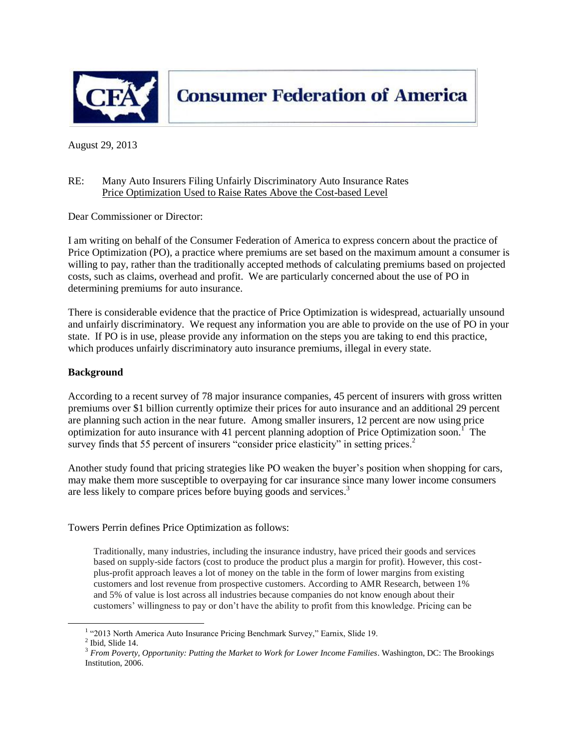# Consumer Federation of America

August 29, 2013

RE: Many Auto Insurers Filing Unfairly Discriminatory Auto Insurance Rates
Price Optimization Used to Raise Rates Above the Cost-based Level

Dear Commissioner or Director:

I am writing on behalf of the Consumer Federation of America to express concern about the practice of Price Optimization (PO), a practice where premiums are set based on the maximum amount a consumer is willing to pay, rather than the traditionally accepted methods of calculating premiums based on projected costs, such as claims, overhead and profit. We are particularly concerned about the use of PO in determining premiums for auto insurance.

There is considerable evidence that the practice of Price Optimization is widespread, actuarially unsound and unfairly discriminatory. We request any information you are able to provide on the use of PO in your state. If PO is in use, please provide any information on the steps you are taking to end this practice, which produces unfairly discriminatory auto insurance premiums, illegal in every state.

**Background**

According to a recent survey of 78 major insurance companies, 45 percent of insurers with gross written premiums over $1 billion currently optimize their prices for auto insurance and an additional 29 percent are planning such action in the near future. Among smaller insurers, 12 percent are now using price optimization for auto insurance with 41 percent planning adoption of Price Optimization soon.[1] The survey finds that 55 percent of insurers "consider price elasticity" in setting prices.[2]

Another study found that pricing strategies like PO weaken the buyer's position when shopping for cars, may make them more susceptible to overpaying for car insurance since many lower income consumers are less likely to compare prices before buying goods and services.[3]

Towers Perrin defines Price Optimization as follows:

> Traditionally, many industries, including the insurance industry, have priced their goods and services based on supply-side factors (cost to produce the product plus a margin for profit). However, this cost-plus-profit approach leaves a lot of money on the table in the form of lower margins from existing customers and lost revenue from prospective customers. According to AMR Research, between 1% and 5% of value is lost across all industries because companies do not know enough about their customers' willingness to pay or don't have the ability to profit from this knowledge. Pricing can be

---

[1] "2013 North America Auto Insurance Pricing Benchmark Survey," Earnix, Slide 19.

[2] Ibid, Slide 14.

[3] *From Poverty, Opportunity: Putting the Market to Work for Lower Income Families*. Washington, DC: The Brookings Institution, 2006.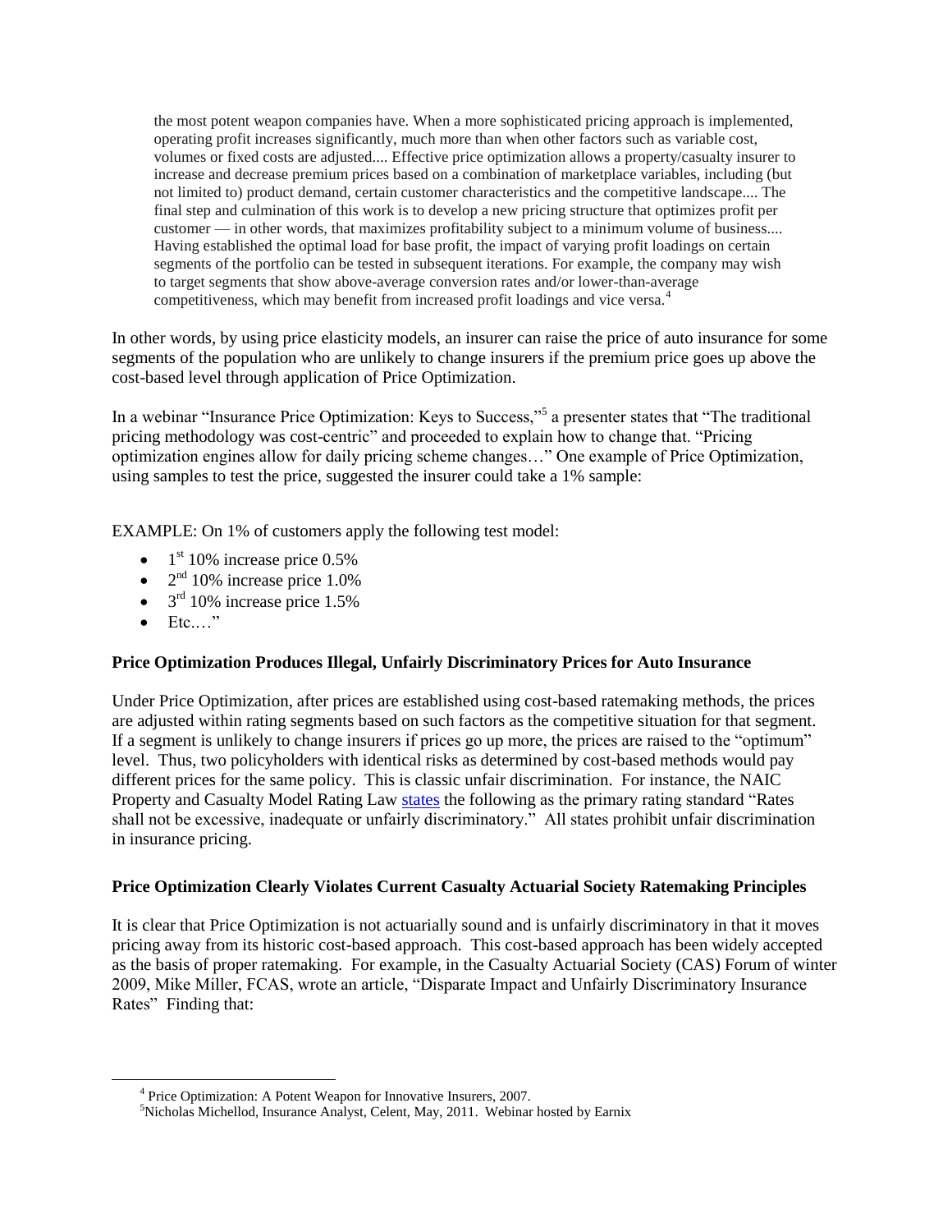> the most potent weapon companies have. When a more sophisticated pricing approach is implemented, operating profit increases significantly, much more than when other factors such as variable cost, volumes or fixed costs are adjusted.... Effective price optimization allows a property/casualty insurer to increase and decrease premium prices based on a combination of marketplace variables, including (but not limited to) product demand, certain customer characteristics and the competitive landscape.... The final step and culmination of this work is to develop a new pricing structure that optimizes profit per customer — in other words, that maximizes profitability subject to a minimum volume of business.... Having established the optimal load for base profit, the impact of varying profit loadings on certain segments of the portfolio can be tested in subsequent iterations. For example, the company may wish to target segments that show above-average conversion rates and/or lower-than-average competitiveness, which may benefit from increased profit loadings and vice versa.[4]

In other words, by using price elasticity models, an insurer can raise the price of auto insurance for some segments of the population who are unlikely to change insurers if the premium price goes up above the cost-based level through application of Price Optimization.

In a webinar "Insurance Price Optimization: Keys to Success,"[5] a presenter states that "The traditional pricing methodology was cost-centric" and proceeded to explain how to change that. "Pricing optimization engines allow for daily pricing scheme changes…" One example of Price Optimization, using samples to test the price, suggested the insurer could take a 1% sample:

EXAMPLE: On 1% of customers apply the following test model:

- 1st 10% increase price 0.5%
- 2nd 10% increase price 1.0%
- 3rd 10% increase price 1.5%
- Etc.…"

**Price Optimization Produces Illegal, Unfairly Discriminatory Prices for Auto Insurance**

Under Price Optimization, after prices are established using cost-based ratemaking methods, the prices are adjusted within rating segments based on such factors as the competitive situation for that segment. If a segment is unlikely to change insurers if prices go up more, the prices are raised to the "optimum" level. Thus, two policyholders with identical risks as determined by cost-based methods would pay different prices for the same policy. This is classic unfair discrimination. For instance, the NAIC Property and Casualty Model Rating Law states the following as the primary rating standard "Rates shall not be excessive, inadequate or unfairly discriminatory." All states prohibit unfair discrimination in insurance pricing.

**Price Optimization Clearly Violates Current Casualty Actuarial Society Ratemaking Principles**

It is clear that Price Optimization is not actuarially sound and is unfairly discriminatory in that it moves pricing away from its historic cost-based approach. This cost-based approach has been widely accepted as the basis of proper ratemaking. For example, in the Casualty Actuarial Society (CAS) Forum of winter 2009, Mike Miller, FCAS, wrote an article, "Disparate Impact and Unfairly Discriminatory Insurance Rates" Finding that:

---

[4] Price Optimization: A Potent Weapon for Innovative Insurers, 2007.

[5] Nicholas Michellod, Insurance Analyst, Celent, May, 2011. Webinar hosted by Earnix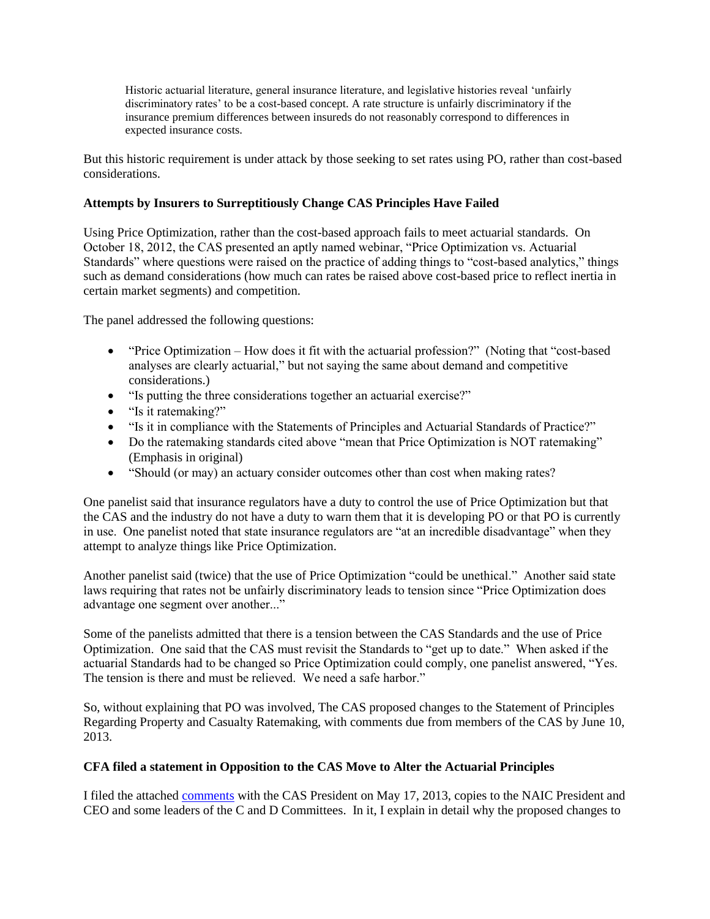> Historic actuarial literature, general insurance literature, and legislative histories reveal 'unfairly discriminatory rates' to be a cost-based concept. A rate structure is unfairly discriminatory if the insurance premium differences between insureds do not reasonably correspond to differences in expected insurance costs.

But this historic requirement is under attack by those seeking to set rates using PO, rather than cost-based considerations.

**Attempts by Insurers to Surreptitiously Change CAS Principles Have Failed**

Using Price Optimization, rather than the cost-based approach fails to meet actuarial standards. On October 18, 2012, the CAS presented an aptly named webinar, "Price Optimization vs. Actuarial Standards" where questions were raised on the practice of adding things to "cost-based analytics," things such as demand considerations (how much can rates be raised above cost-based price to reflect inertia in certain market segments) and competition.

The panel addressed the following questions:

- "Price Optimization – How does it fit with the actuarial profession?" (Noting that "cost-based analyses are clearly actuarial," but not saying the same about demand and competitive considerations.)
- "Is putting the three considerations together an actuarial exercise?"
- "Is it ratemaking?"
- "Is it in compliance with the Statements of Principles and Actuarial Standards of Practice?"
- Do the ratemaking standards cited above "mean that Price Optimization is NOT ratemaking" (Emphasis in original)
- "Should (or may) an actuary consider outcomes other than cost when making rates?

One panelist said that insurance regulators have a duty to control the use of Price Optimization but that the CAS and the industry do not have a duty to warn them that it is developing PO or that PO is currently in use. One panelist noted that state insurance regulators are "at an incredible disadvantage" when they attempt to analyze things like Price Optimization.

Another panelist said (twice) that the use of Price Optimization "could be unethical." Another said state laws requiring that rates not be unfairly discriminatory leads to tension since "Price Optimization does advantage one segment over another..."

Some of the panelists admitted that there is a tension between the CAS Standards and the use of Price Optimization. One said that the CAS must revisit the Standards to "get up to date." When asked if the actuarial Standards had to be changed so Price Optimization could comply, one panelist answered, "Yes. The tension is there and must be relieved. We need a safe harbor."

So, without explaining that PO was involved, The CAS proposed changes to the Statement of Principles Regarding Property and Casualty Ratemaking, with comments due from members of the CAS by June 10, 2013.

**CFA filed a statement in Opposition to the CAS Move to Alter the Actuarial Principles**

I filed the attached comments with the CAS President on May 17, 2013, copies to the NAIC President and CEO and some leaders of the C and D Committees. In it, I explain in detail why the proposed changes to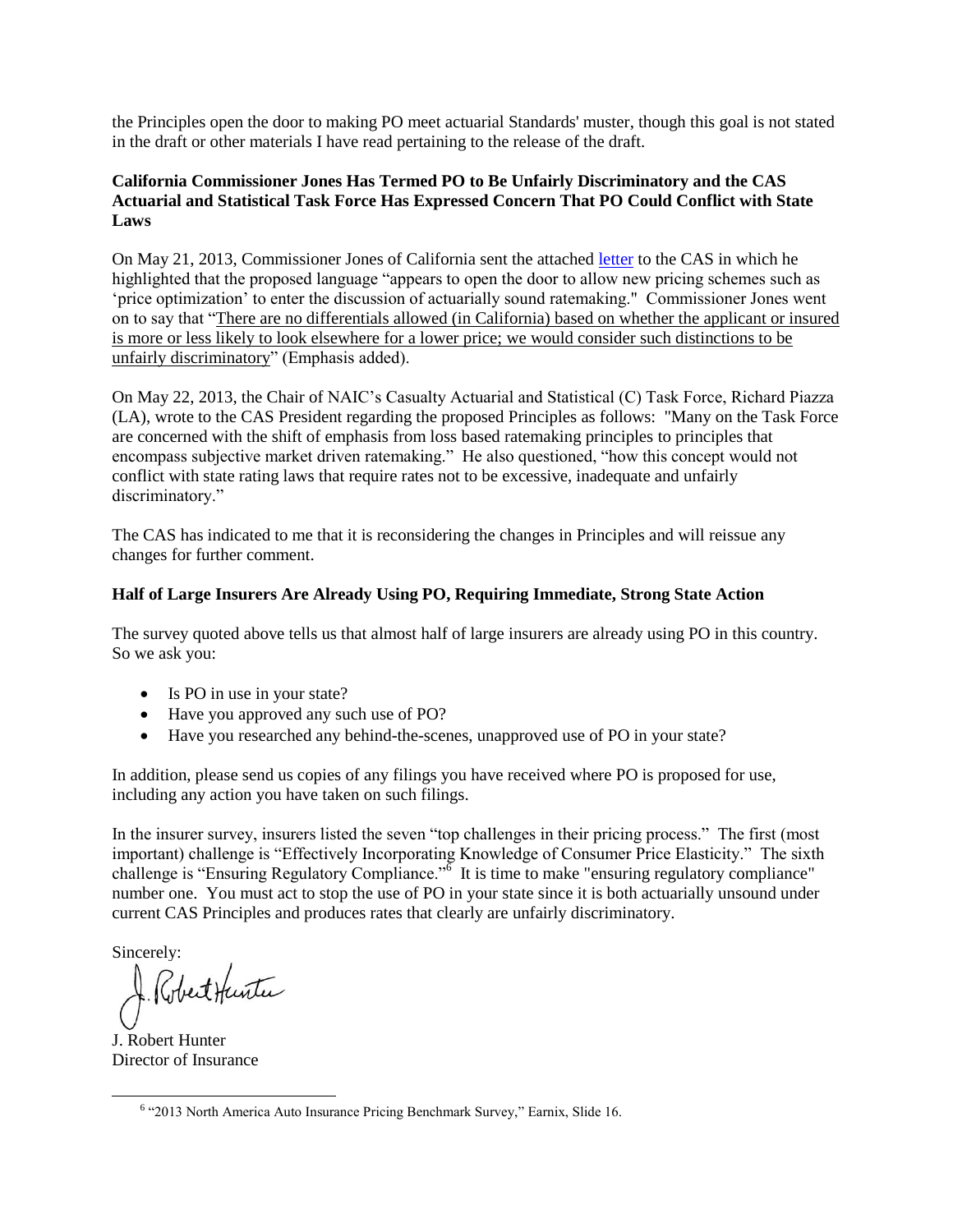the Principles open the door to making PO meet actuarial Standards' muster, though this goal is not stated in the draft or other materials I have read pertaining to the release of the draft.

**California Commissioner Jones Has Termed PO to Be Unfairly Discriminatory and the CAS Actuarial and Statistical Task Force Has Expressed Concern That PO Could Conflict with State Laws**

On May 21, 2013, Commissioner Jones of California sent the attached letter to the CAS in which he highlighted that the proposed language "appears to open the door to allow new pricing schemes such as 'price optimization' to enter the discussion of actuarially sound ratemaking." Commissioner Jones went on to say that "There are no differentials allowed (in California) based on whether the applicant or insured is more or less likely to look elsewhere for a lower price; we would consider such distinctions to be unfairly discriminatory" (Emphasis added).

On May 22, 2013, the Chair of NAIC's Casualty Actuarial and Statistical (C) Task Force, Richard Piazza (LA), wrote to the CAS President regarding the proposed Principles as follows: "Many on the Task Force are concerned with the shift of emphasis from loss based ratemaking principles to principles that encompass subjective market driven ratemaking." He also questioned, "how this concept would not conflict with state rating laws that require rates not to be excessive, inadequate and unfairly discriminatory."

The CAS has indicated to me that it is reconsidering the changes in Principles and will reissue any changes for further comment.

**Half of Large Insurers Are Already Using PO, Requiring Immediate, Strong State Action**

The survey quoted above tells us that almost half of large insurers are already using PO in this country. So we ask you:

- Is PO in use in your state?
- Have you approved any such use of PO?
- Have you researched any behind-the-scenes, unapproved use of PO in your state?

In addition, please send us copies of any filings you have received where PO is proposed for use, including any action you have taken on such filings.

In the insurer survey, insurers listed the seven "top challenges in their pricing process." The first (most important) challenge is "Effectively Incorporating Knowledge of Consumer Price Elasticity." The sixth challenge is "Ensuring Regulatory Compliance."[6] It is time to make "ensuring regulatory compliance" number one. You must act to stop the use of PO in your state since it is both actuarially unsound under current CAS Principles and produces rates that clearly are unfairly discriminatory.

Sincerely:

J. Robert Hunter
Director of Insurance

[6] "2013 North America Auto Insurance Pricing Benchmark Survey," Earnix, Slide 16.